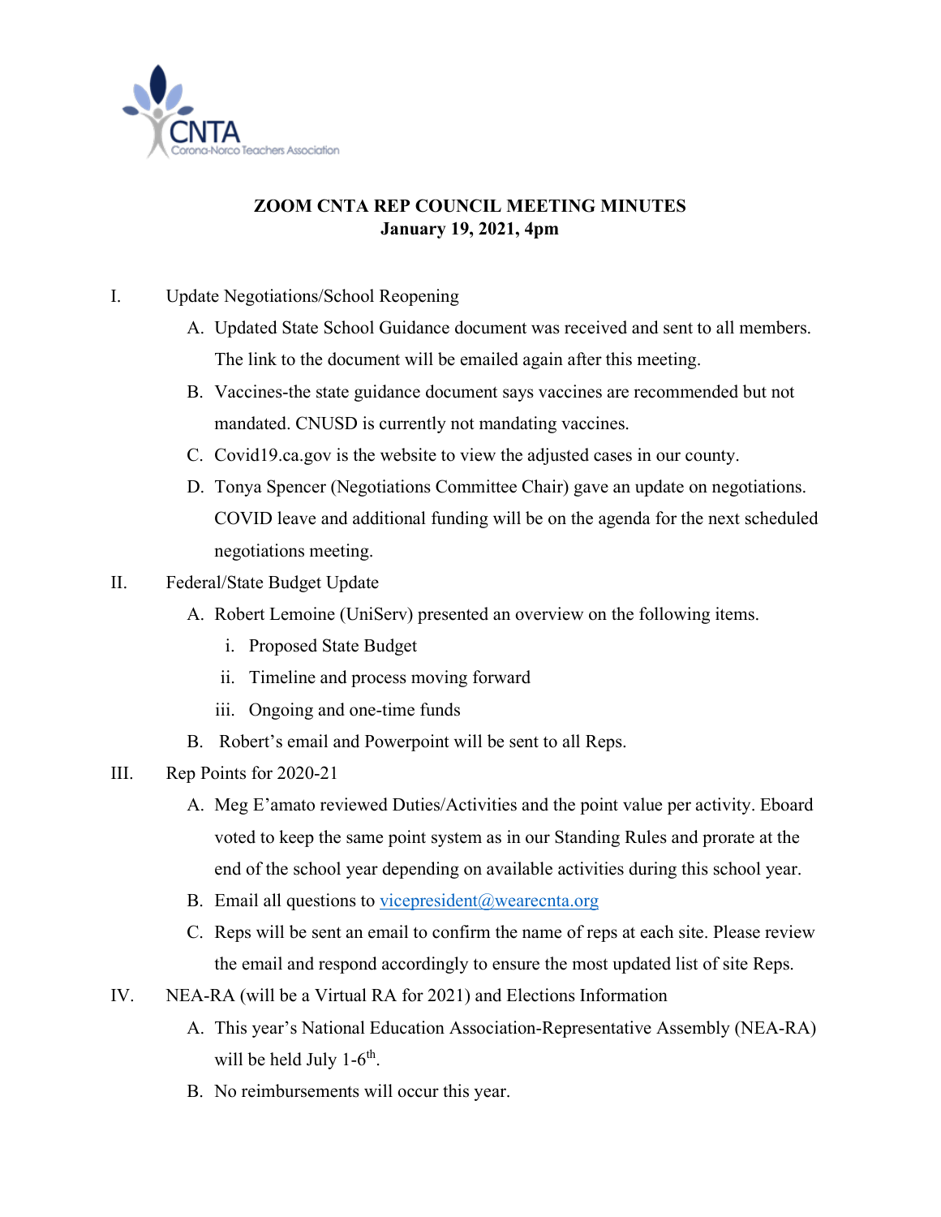CNTA
Corona-Norco Teachers Association

# ZOOM CNTA REP COUNCIL MEETING MINUTES
## January 19, 2021, 4pm

I. Update Negotiations/School Reopening

   A. Updated State School Guidance document was received and sent to all members. The link to the document will be emailed again after this meeting.

   B. Vaccines-the state guidance document says vaccines are recommended but not mandated. CNUSD is currently not mandating vaccines.

   C. Covid19.ca.gov is the website to view the adjusted cases in our county.

   D. Tonya Spencer (Negotiations Committee Chair) gave an update on negotiations. COVID leave and additional funding will be on the agenda for the next scheduled negotiations meeting.

II. Federal/State Budget Update

   A. Robert Lemoine (UniServ) presented an overview on the following items.

      i. Proposed State Budget

      ii. Timeline and process moving forward

      iii. Ongoing and one-time funds

   B. Robert's email and Powerpoint will be sent to all Reps.

III. Rep Points for 2020-21

   A. Meg E'amato reviewed Duties/Activities and the point value per activity. Eboard voted to keep the same point system as in our Standing Rules and prorate at the end of the school year depending on available activities during this school year.

   B. Email all questions to vicepresident@wearecnta.org

   C. Reps will be sent an email to confirm the name of reps at each site. Please review the email and respond accordingly to ensure the most updated list of site Reps.

IV. NEA-RA (will be a Virtual RA for 2021) and Elections Information

   A. This year's National Education Association-Representative Assembly (NEA-RA) will be held July 1-6th.

   B. No reimbursements will occur this year.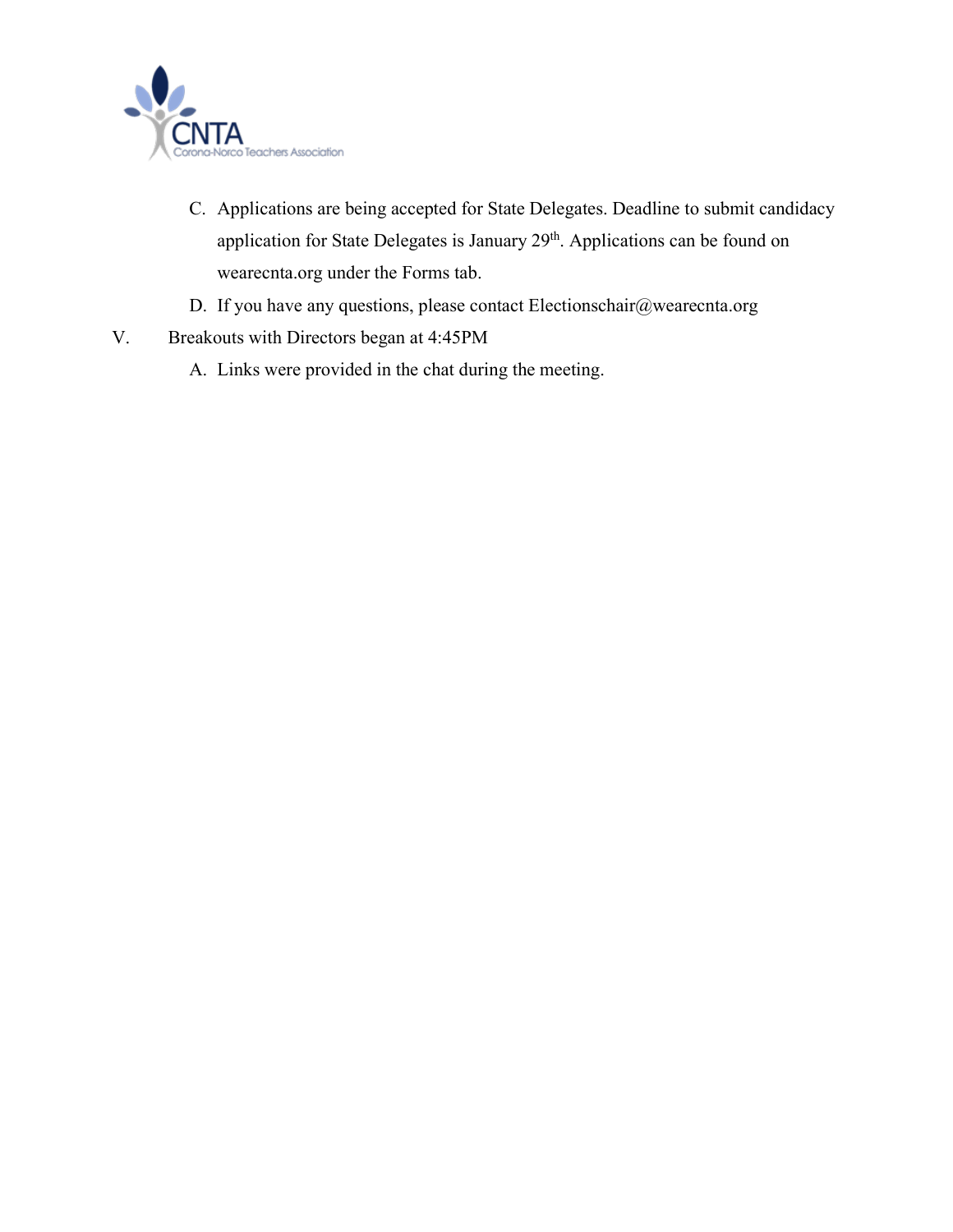C. Applications are being accepted for State Delegates. Deadline to submit candidacy application for State Delegates is January 29th. Applications can be found on wearecnta.org under the Forms tab.

D. If you have any questions, please contact Electionschair@wearecnta.org

V. Breakouts with Directors began at 4:45PM

A. Links were provided in the chat during the meeting.